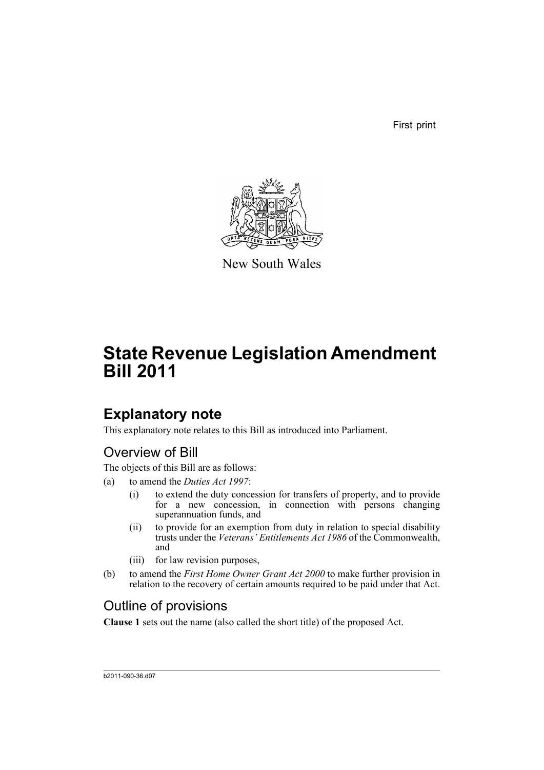First print

New South Wales

# State Revenue Legislation Amendment Bill 2011

## Explanatory note

This explanatory note relates to this Bill as introduced into Parliament.

### Overview of Bill

The objects of this Bill are as follows:

(a) to amend the *Duties Act 1997*:

- (i) to extend the duty concession for transfers of property, and to provide for a new concession, in connection with persons changing superannuation funds, and
- (ii) to provide for an exemption from duty in relation to special disability trusts under the *Veterans' Entitlements Act 1986* of the Commonwealth, and
- (iii) for law revision purposes,

(b) to amend the *First Home Owner Grant Act 2000* to make further provision in relation to the recovery of certain amounts required to be paid under that Act.

### Outline of provisions

**Clause 1** sets out the name (also called the short title) of the proposed Act.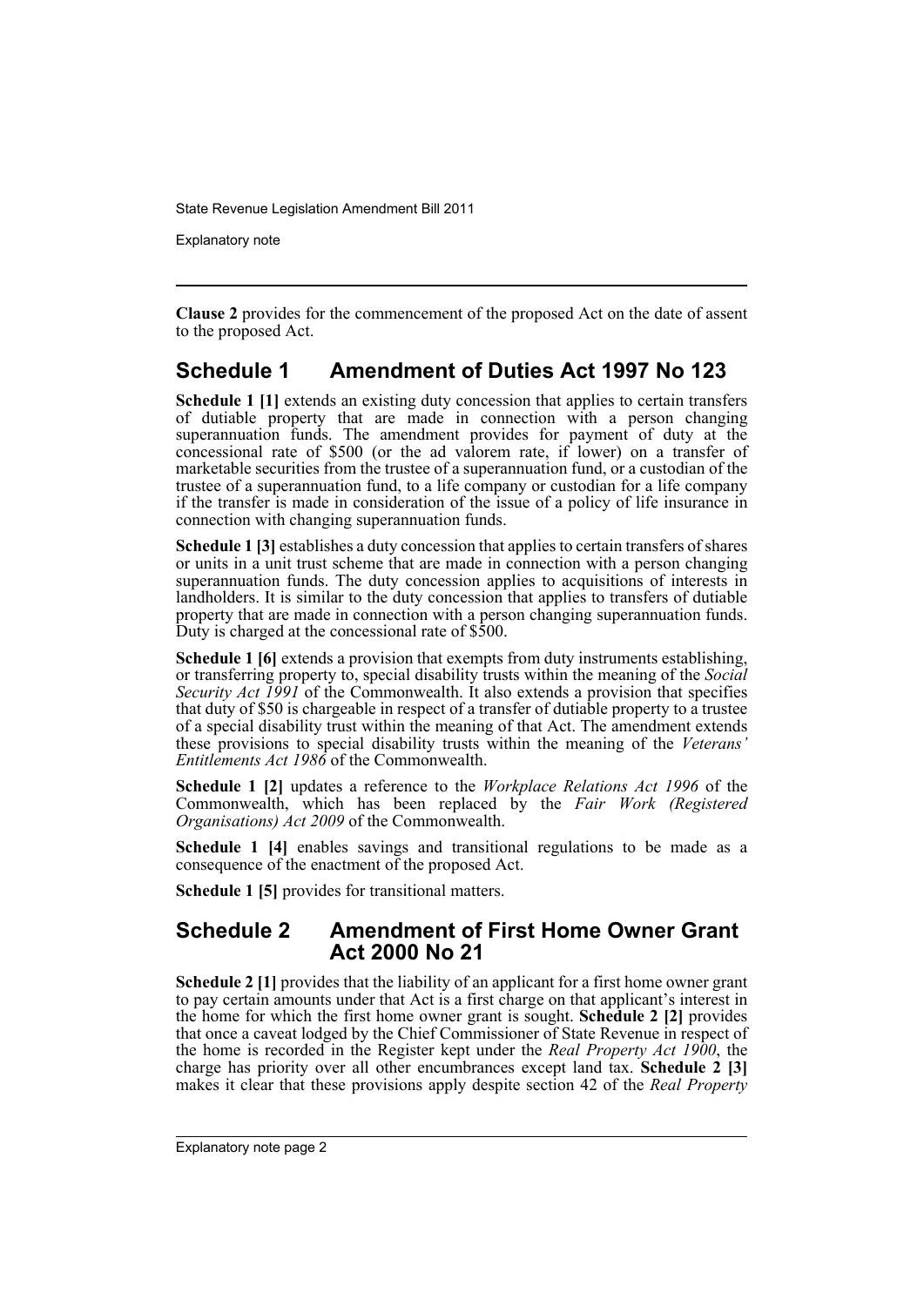**Clause 2** provides for the commencement of the proposed Act on the date of assent to the proposed Act.

## Schedule 1 Amendment of Duties Act 1997 No 123

**Schedule 1 [1]** extends an existing duty concession that applies to certain transfers of dutiable property that are made in connection with a person changing superannuation funds. The amendment provides for payment of duty at the concessional rate of $500 (or the ad valorem rate, if lower) on a transfer of marketable securities from the trustee of a superannuation fund, or a custodian of the trustee of a superannuation fund, to a life company or custodian for a life company if the transfer is made in consideration of the issue of a policy of life insurance in connection with changing superannuation funds.

**Schedule 1 [3]** establishes a duty concession that applies to certain transfers of shares or units in a unit trust scheme that are made in connection with a person changing superannuation funds. The duty concession applies to acquisitions of interests in landholders. It is similar to the duty concession that applies to transfers of dutiable property that are made in connection with a person changing superannuation funds. Duty is charged at the concessional rate of $500.

**Schedule 1 [6]** extends a provision that exempts from duty instruments establishing, or transferring property to, special disability trusts within the meaning of the *Social Security Act 1991* of the Commonwealth. It also extends a provision that specifies that duty of $50 is chargeable in respect of a transfer of dutiable property to a trustee of a special disability trust within the meaning of that Act. The amendment extends these provisions to special disability trusts within the meaning of the *Veterans' Entitlements Act 1986* of the Commonwealth.

**Schedule 1 [2]** updates a reference to the *Workplace Relations Act 1996* of the Commonwealth, which has been replaced by the *Fair Work (Registered Organisations) Act 2009* of the Commonwealth.

**Schedule 1 [4]** enables savings and transitional regulations to be made as a consequence of the enactment of the proposed Act.

**Schedule 1 [5]** provides for transitional matters.

## Schedule 2 Amendment of First Home Owner Grant Act 2000 No 21

**Schedule 2 [1]** provides that the liability of an applicant for a first home owner grant to pay certain amounts under that Act is a first charge on that applicant's interest in the home for which the first home owner grant is sought. **Schedule 2 [2]** provides that once a caveat lodged by the Chief Commissioner of State Revenue in respect of the home is recorded in the Register kept under the *Real Property Act 1900*, the charge has priority over all other encumbrances except land tax. **Schedule 2 [3]** makes it clear that these provisions apply despite section 42 of the *Real Property*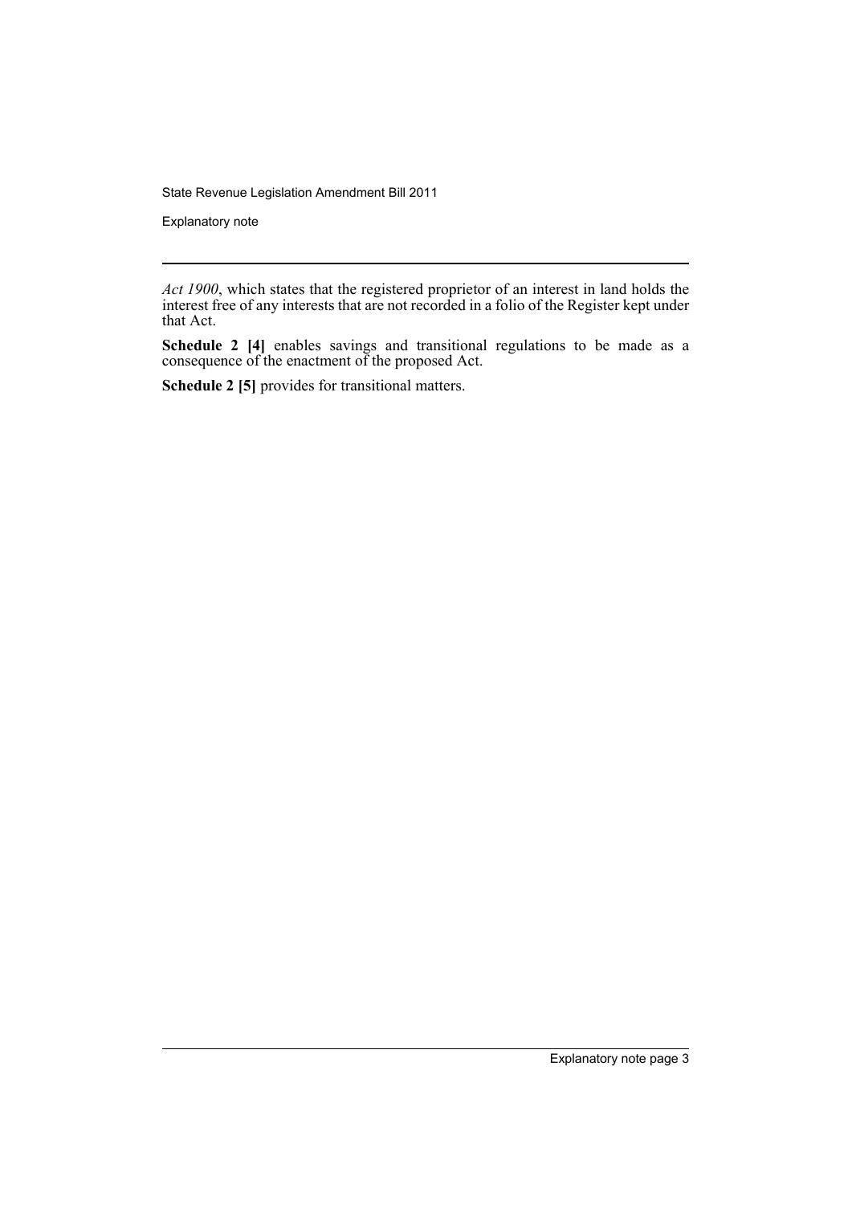*Act 1900*, which states that the registered proprietor of an interest in land holds the interest free of any interests that are not recorded in a folio of the Register kept under that Act.

**Schedule 2 [4]** enables savings and transitional regulations to be made as a consequence of the enactment of the proposed Act.

**Schedule 2 [5]** provides for transitional matters.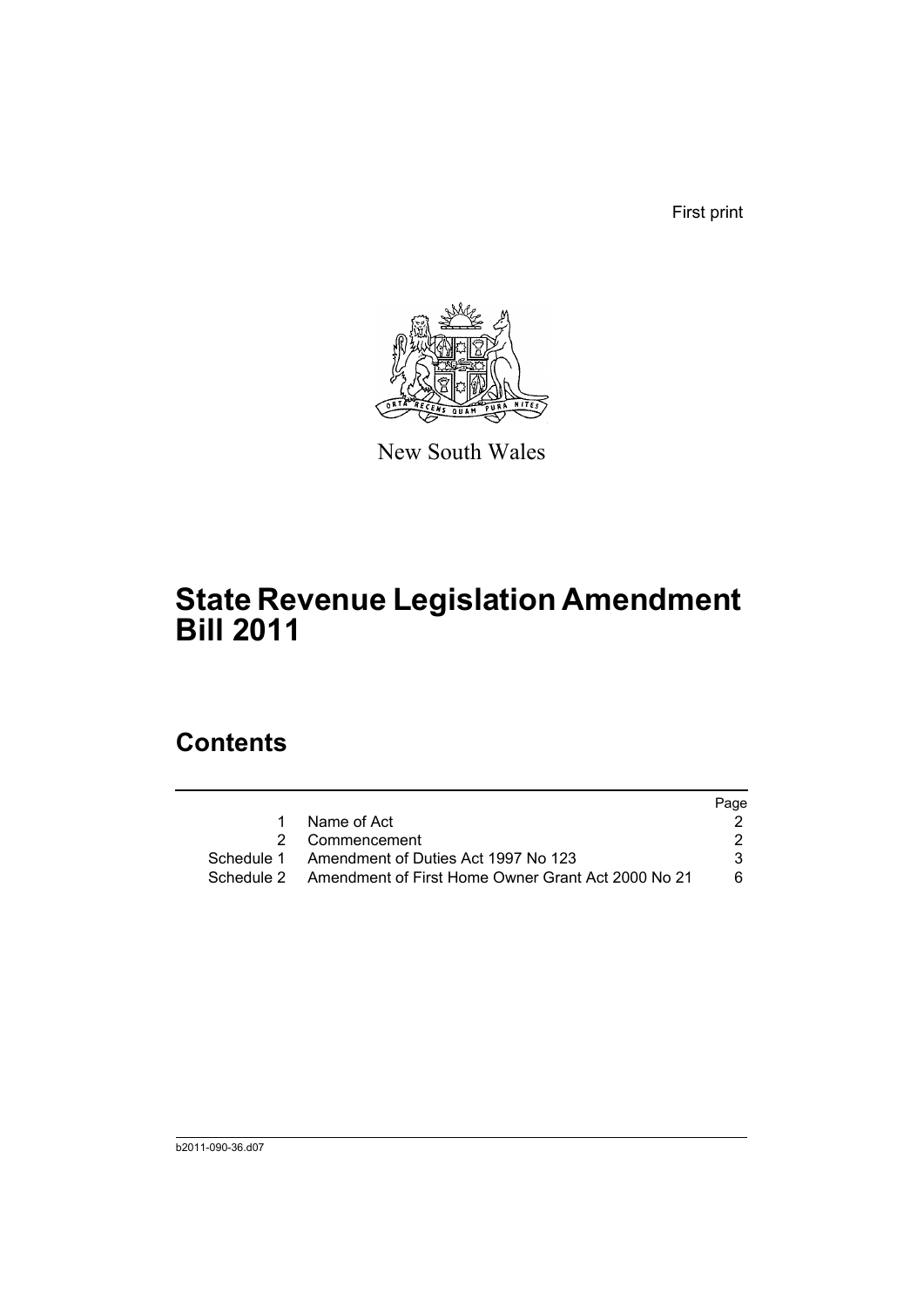First print

New South Wales

# State Revenue Legislation Amendment Bill 2011

## Contents

| | | Page |
|---|---|---|
| 1 | Name of Act | 2 |
| 2 | Commencement | 2 |
| Schedule 1 | Amendment of Duties Act 1997 No 123 | 3 |
| Schedule 2 | Amendment of First Home Owner Grant Act 2000 No 21 | 6 |

b2011-090-36.d07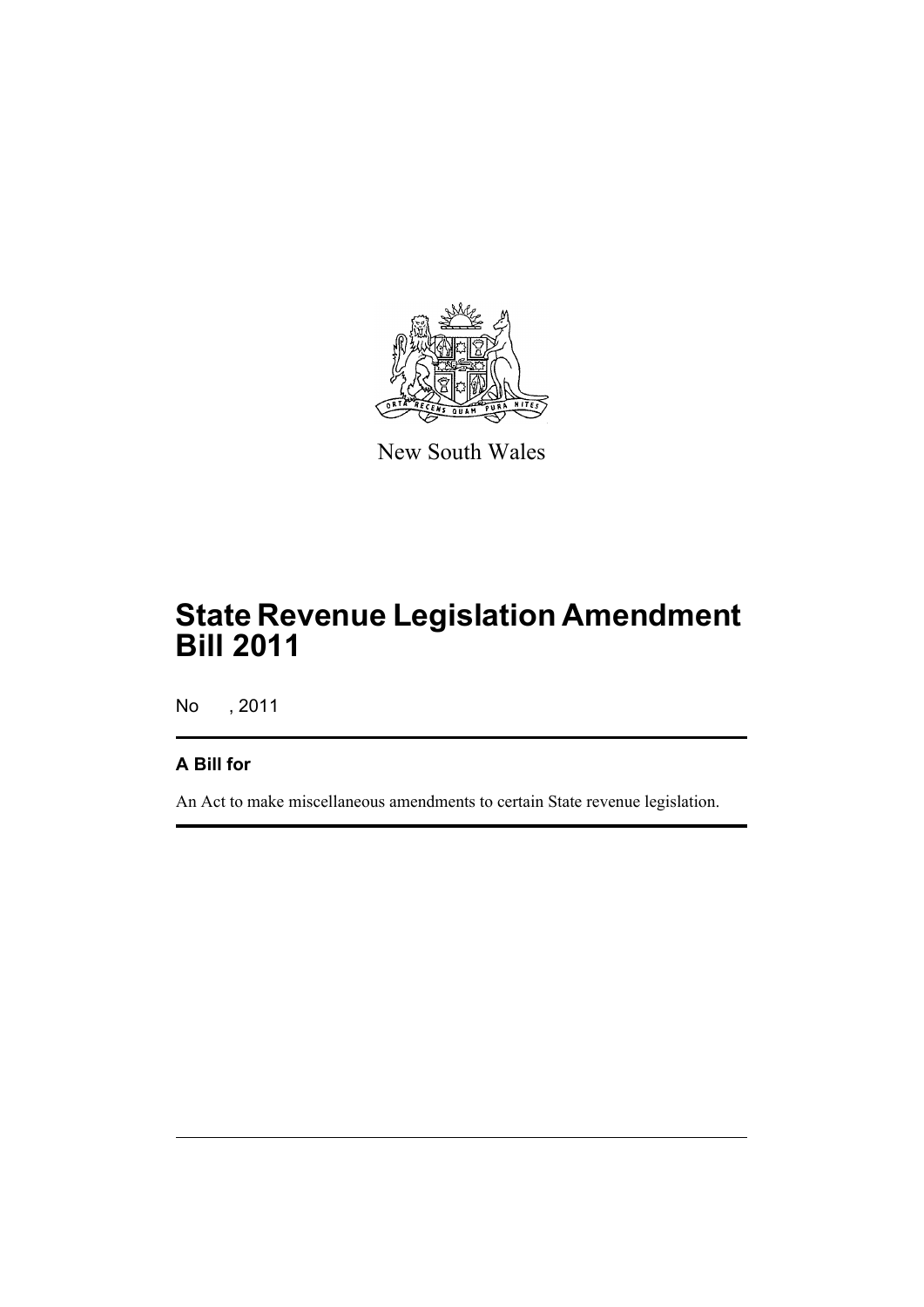New South Wales

# State Revenue Legislation Amendment Bill 2011

No , 2011

## A Bill for

An Act to make miscellaneous amendments to certain State revenue legislation.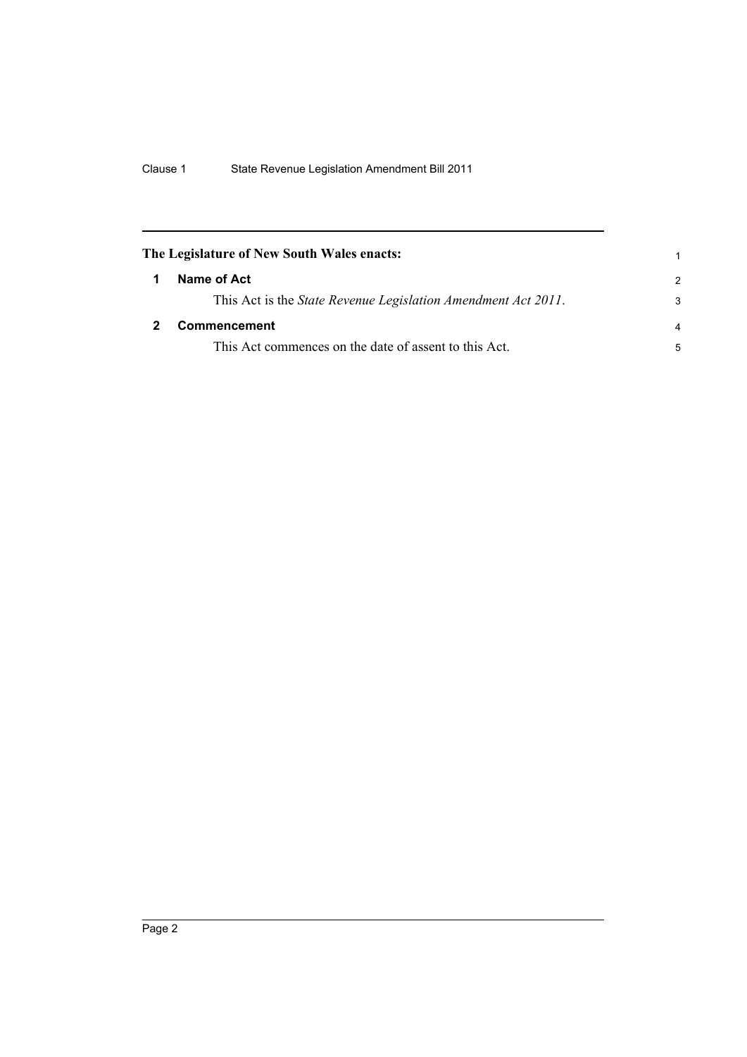**The Legislature of New South Wales enacts:**

## 1 Name of Act

This Act is the *State Revenue Legislation Amendment Act 2011*.

## 2 Commencement

This Act commences on the date of assent to this Act.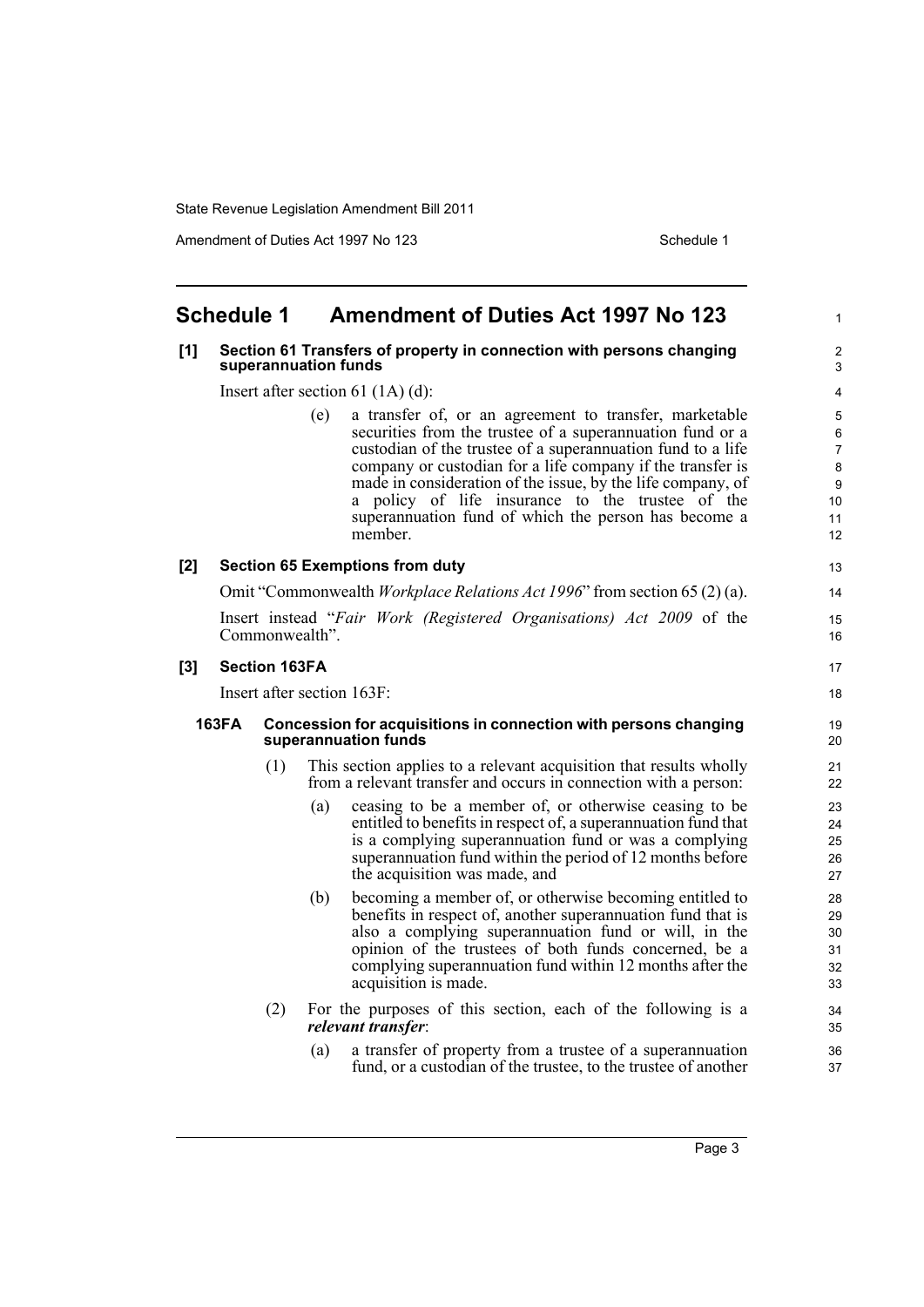## Schedule 1 Amendment of Duties Act 1997 No 123

**[1] Section 61 Transfers of property in connection with persons changing superannuation funds**

Insert after section 61 (1A) (d):

(e) a transfer of, or an agreement to transfer, marketable securities from the trustee of a superannuation fund or a custodian of the trustee of a superannuation fund to a life company or custodian for a life company if the transfer is made in consideration of the issue, by the life company, of a policy of life insurance to the trustee of the superannuation fund of which the person has become a member.

**[2] Section 65 Exemptions from duty**

Omit "Commonwealth *Workplace Relations Act 1996*" from section 65 (2) (a).

Insert instead "*Fair Work (Registered Organisations) Act 2009* of the Commonwealth".

**[3] Section 163FA**

Insert after section 163F:

**163FA Concession for acquisitions in connection with persons changing superannuation funds**

(1) This section applies to a relevant acquisition that results wholly from a relevant transfer and occurs in connection with a person:

(a) ceasing to be a member of, or otherwise ceasing to be entitled to benefits in respect of, a superannuation fund that is a complying superannuation fund or was a complying superannuation fund within the period of 12 months before the acquisition was made, and

(b) becoming a member of, or otherwise becoming entitled to benefits in respect of, another superannuation fund that is also a complying superannuation fund or will, in the opinion of the trustees of both funds concerned, be a complying superannuation fund within 12 months after the acquisition is made.

(2) For the purposes of this section, each of the following is a ***relevant transfer***:

(a) a transfer of property from a trustee of a superannuation fund, or a custodian of the trustee, to the trustee of another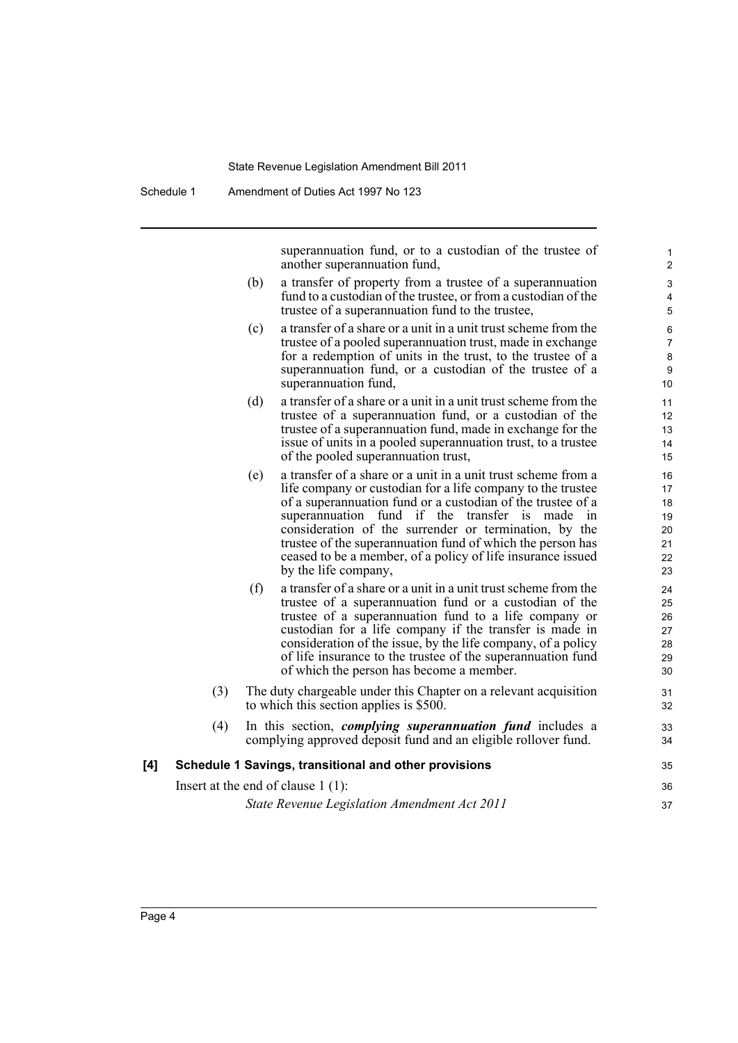superannuation fund, or to a custodian of the trustee of another superannuation fund,

(b) a transfer of property from a trustee of a superannuation fund to a custodian of the trustee, or from a custodian of the trustee of a superannuation fund to the trustee,

(c) a transfer of a share or a unit in a unit trust scheme from the trustee of a pooled superannuation trust, made in exchange for a redemption of units in the trust, to the trustee of a superannuation fund, or a custodian of the trustee of a superannuation fund,

(d) a transfer of a share or a unit in a unit trust scheme from the trustee of a superannuation fund, or a custodian of the trustee of a superannuation fund, made in exchange for the issue of units in a pooled superannuation trust, to a trustee of the pooled superannuation trust,

(e) a transfer of a share or a unit in a unit trust scheme from a life company or custodian for a life company to the trustee of a superannuation fund or a custodian of the trustee of a superannuation fund if the transfer is made in consideration of the surrender or termination, by the trustee of the superannuation fund of which the person has ceased to be a member, of a policy of life insurance issued by the life company,

(f) a transfer of a share or a unit in a unit trust scheme from the trustee of a superannuation fund or a custodian of the trustee of a superannuation fund to a life company or custodian for a life company if the transfer is made in consideration of the issue, by the life company, of a policy of life insurance to the trustee of the superannuation fund of which the person has become a member.

(3) The duty chargeable under this Chapter on a relevant acquisition to which this section applies is $500.

(4) In this section, ***complying superannuation fund*** includes a complying approved deposit fund and an eligible rollover fund.

**[4] Schedule 1 Savings, transitional and other provisions**

Insert at the end of clause 1 (1):

*State Revenue Legislation Amendment Act 2011*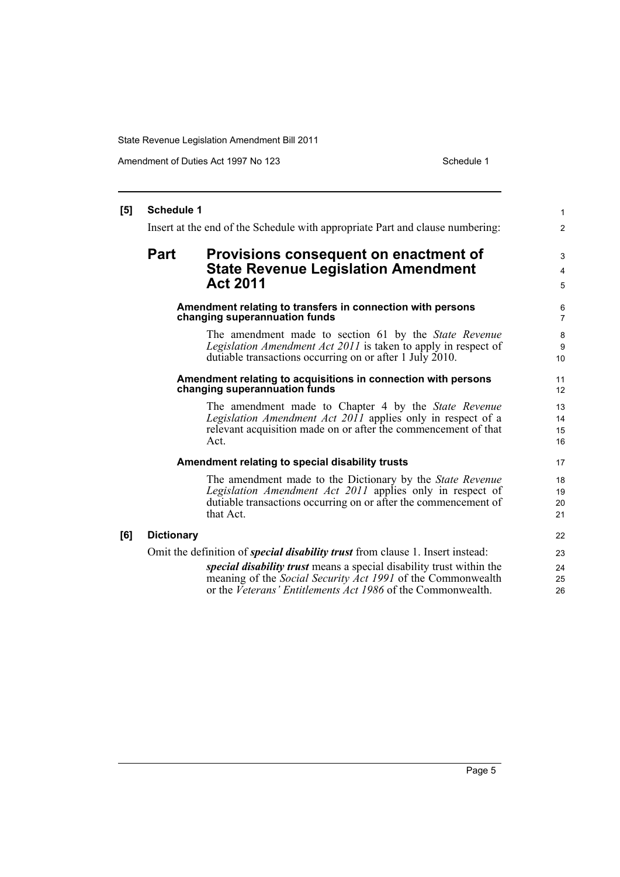**[5] Schedule 1**

Insert at the end of the Schedule with appropriate Part and clause numbering:

## Part Provisions consequent on enactment of State Revenue Legislation Amendment Act 2011

#### Amendment relating to transfers in connection with persons changing superannuation funds

The amendment made to section 61 by the *State Revenue Legislation Amendment Act 2011* is taken to apply in respect of dutiable transactions occurring on or after 1 July 2010.

#### Amendment relating to acquisitions in connection with persons changing superannuation funds

The amendment made to Chapter 4 by the *State Revenue Legislation Amendment Act 2011* applies only in respect of a relevant acquisition made on or after the commencement of that Act.

#### Amendment relating to special disability trusts

The amendment made to the Dictionary by the *State Revenue Legislation Amendment Act 2011* applies only in respect of dutiable transactions occurring on or after the commencement of that Act.

**[6] Dictionary**

Omit the definition of ***special disability trust*** from clause 1. Insert instead:

> ***special disability trust*** means a special disability trust within the meaning of the *Social Security Act 1991* of the Commonwealth or the *Veterans' Entitlements Act 1986* of the Commonwealth.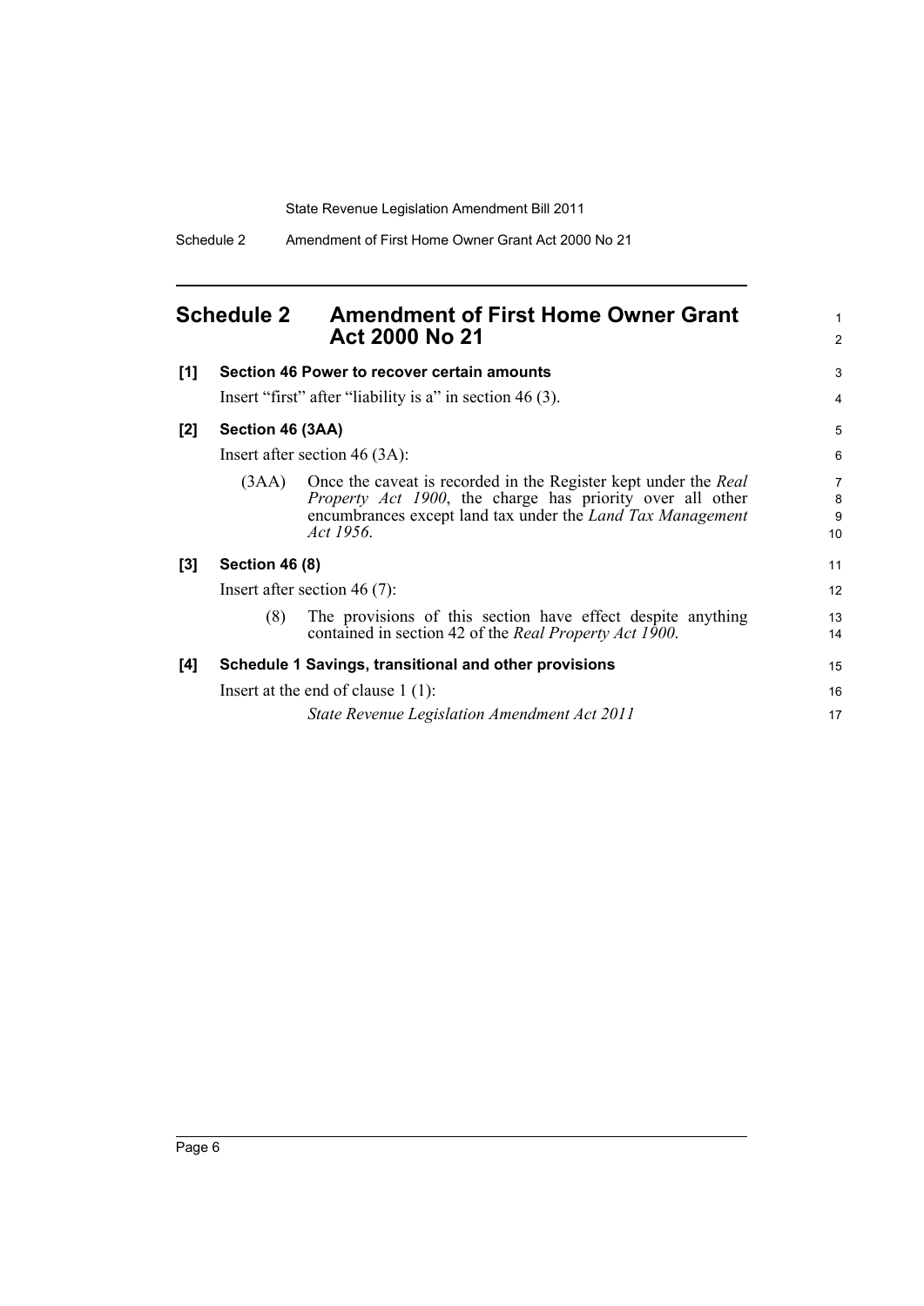## Schedule 2 Amendment of First Home Owner Grant Act 2000 No 21

**[1] Section 46 Power to recover certain amounts**

Insert "first" after "liability is a" in section 46 (3).

**[2] Section 46 (3AA)**

Insert after section 46 (3A):

(3AA) Once the caveat is recorded in the Register kept under the *Real Property Act 1900*, the charge has priority over all other encumbrances except land tax under the *Land Tax Management Act 1956*.

**[3] Section 46 (8)**

Insert after section 46 (7):

(8) The provisions of this section have effect despite anything contained in section 42 of the *Real Property Act 1900*.

**[4] Schedule 1 Savings, transitional and other provisions**

Insert at the end of clause 1 (1):

*State Revenue Legislation Amendment Act 2011*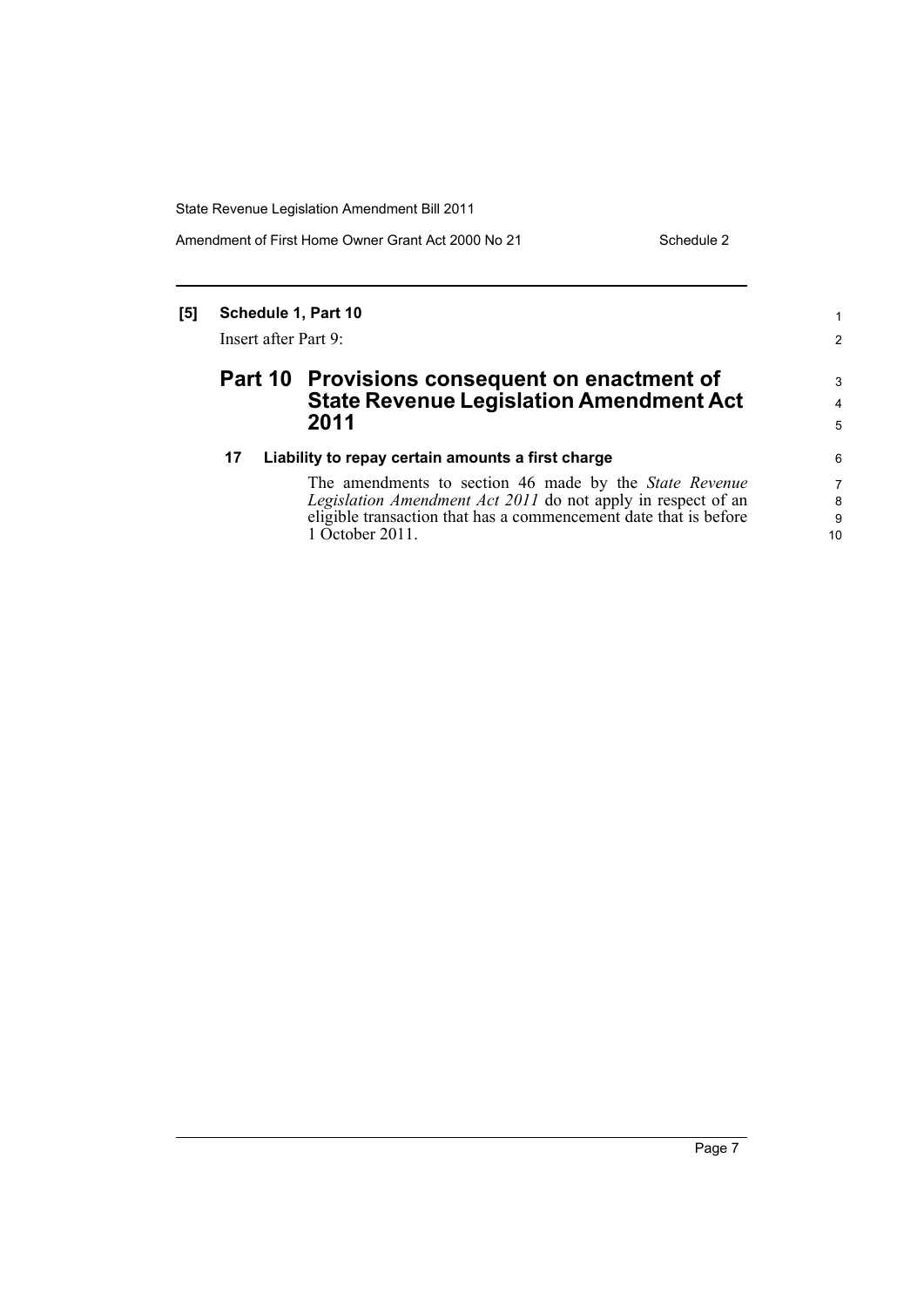**[5] Schedule 1, Part 10**

Insert after Part 9:

## Part 10 Provisions consequent on enactment of State Revenue Legislation Amendment Act 2011

### 17 Liability to repay certain amounts a first charge

The amendments to section 46 made by the *State Revenue Legislation Amendment Act 2011* do not apply in respect of an eligible transaction that has a commencement date that is before 1 October 2011.